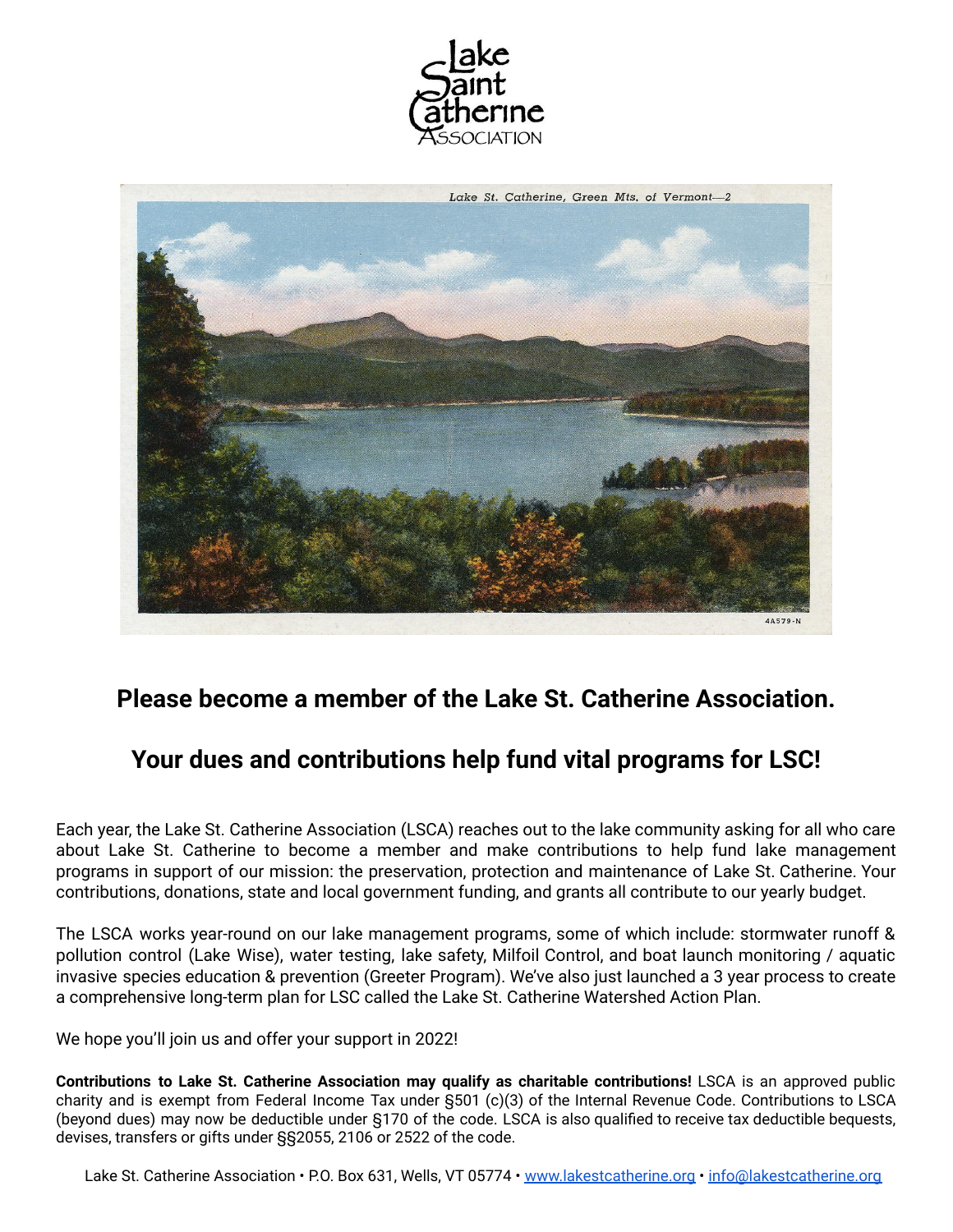Lake Saint Catherine Association

## Please become a member of the Lake St. Catherine Association.

## Your dues and contributions help fund vital programs for LSC!

Each year, the Lake St. Catherine Association (LSCA) reaches out to the lake community asking for all who care about Lake St. Catherine to become a member and make contributions to help fund lake management programs in support of our mission: the preservation, protection and maintenance of Lake St. Catherine. Your contributions, donations, state and local government funding, and grants all contribute to our yearly budget.

The LSCA works year-round on our lake management programs, some of which include: stormwater runoff & pollution control (Lake Wise), water testing, lake safety, Milfoil Control, and boat launch monitoring / aquatic invasive species education & prevention (Greeter Program). We've also just launched a 3 year process to create a comprehensive long-term plan for LSC called the Lake St. Catherine Watershed Action Plan.

We hope you'll join us and offer your support in 2022!

**Contributions to Lake St. Catherine Association may qualify as charitable contributions!** LSCA is an approved public charity and is exempt from Federal Income Tax under §501 (c)(3) of the Internal Revenue Code. Contributions to LSCA (beyond dues) may now be deductible under §170 of the code. LSCA is also qualified to receive tax deductible bequests, devises, transfers or gifts under §§2055, 2106 or 2522 of the code.

Lake St. Catherine Association • P.O. Box 631, Wells, VT 05774 • www.lakestcatherine.org • info@lakestcatherine.org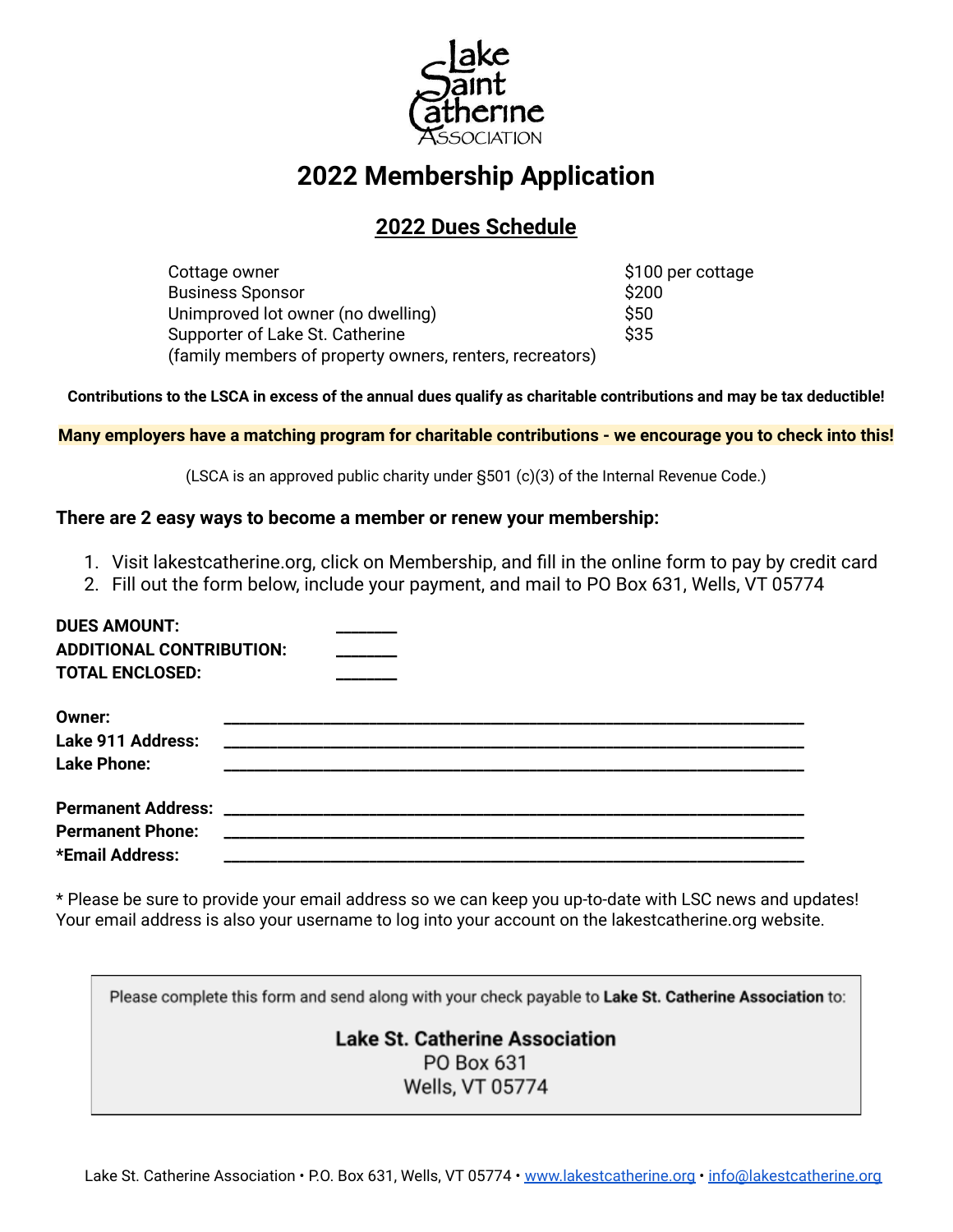Lake Saint Catherine Association

# 2022 Membership Application

## 2022 Dues Schedule

| | |
|---|---|
| Cottage owner | $100 per cottage |
| Business Sponsor | $200 |
| Unimproved lot owner (no dwelling) | $50 |
| Supporter of Lake St. Catherine (family members of property owners, renters, recreators) | $35 |

**Contributions to the LSCA in excess of the annual dues qualify as charitable contributions and may be tax deductible!**

**Many employers have a matching program for charitable contributions - we encourage you to check into this!**

(LSCA is an approved public charity under §501 (c)(3) of the Internal Revenue Code.)

**There are 2 easy ways to become a member or renew your membership:**

1. Visit lakestcatherine.org, click on Membership, and fill in the online form to pay by credit card
2. Fill out the form below, include your payment, and mail to PO Box 631, Wells, VT 05774

**DUES AMOUNT:** ________
**ADDITIONAL CONTRIBUTION:** ________
**TOTAL ENCLOSED:** ________

**Owner:** ______________________________________________
**Lake 911 Address:** ______________________________________________
**Lake Phone:** ______________________________________________

**Permanent Address:** ______________________________________________
**Permanent Phone:** ______________________________________________
**\*Email Address:** ______________________________________________

\* Please be sure to provide your email address so we can keep you up-to-date with LSC news and updates! Your email address is also your username to log into your account on the lakestcatherine.org website.

Please complete this form and send along with your check payable to **Lake St. Catherine Association** to:

**Lake St. Catherine Association**
PO Box 631
Wells, VT 05774

Lake St. Catherine Association • P.O. Box 631, Wells, VT 05774 • www.lakestcatherine.org • info@lakestcatherine.org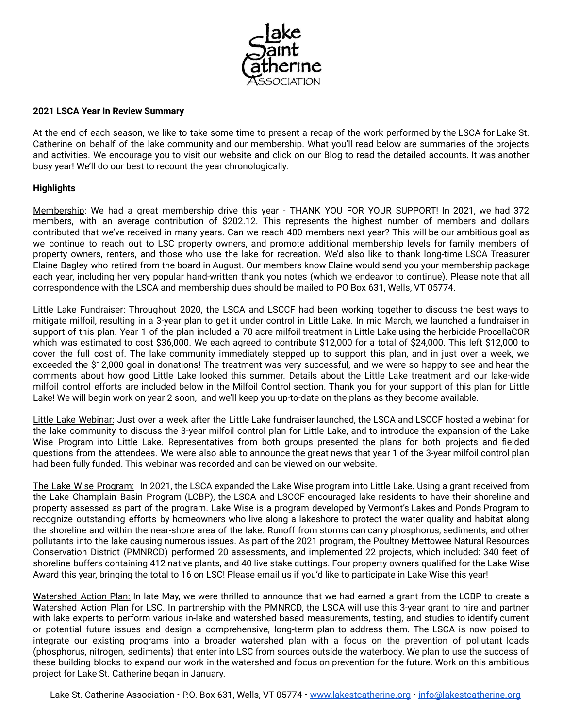**2021 LSCA Year In Review Summary**

At the end of each season, we like to take some time to present a recap of the work performed by the LSCA for Lake St. Catherine on behalf of the lake community and our membership. What you'll read below are summaries of the projects and activities. We encourage you to visit our website and click on our Blog to read the detailed accounts. It was another busy year! We'll do our best to recount the year chronologically.

**Highlights**

Membership: We had a great membership drive this year - THANK YOU FOR YOUR SUPPORT! In 2021, we had 372 members, with an average contribution of $202.12. This represents the highest number of members and dollars contributed that we've received in many years. Can we reach 400 members next year? This will be our ambitious goal as we continue to reach out to LSC property owners, and promote additional membership levels for family members of property owners, renters, and those who use the lake for recreation. We'd also like to thank long-time LSCA Treasurer Elaine Bagley who retired from the board in August. Our members know Elaine would send you your membership package each year, including her very popular hand-written thank you notes (which we endeavor to continue). Please note that all correspondence with the LSCA and membership dues should be mailed to PO Box 631, Wells, VT 05774.

Little Lake Fundraiser: Throughout 2020, the LSCA and LSCCF had been working together to discuss the best ways to mitigate milfoil, resulting in a 3-year plan to get it under control in Little Lake. In mid March, we launched a fundraiser in support of this plan. Year 1 of the plan included a 70 acre milfoil treatment in Little Lake using the herbicide ProcellaCOR which was estimated to cost $36,000. We each agreed to contribute $12,000 for a total of $24,000. This left $12,000 to cover the full cost of. The lake community immediately stepped up to support this plan, and in just over a week, we exceeded the $12,000 goal in donations! The treatment was very successful, and we were so happy to see and hear the comments about how good Little Lake looked this summer. Details about the Little Lake treatment and our lake-wide milfoil control efforts are included below in the Milfoil Control section. Thank you for your support of this plan for Little Lake! We will begin work on year 2 soon, and we'll keep you up-to-date on the plans as they become available.

Little Lake Webinar: Just over a week after the Little Lake fundraiser launched, the LSCA and LSCCF hosted a webinar for the lake community to discuss the 3-year milfoil control plan for Little Lake, and to introduce the expansion of the Lake Wise Program into Little Lake. Representatives from both groups presented the plans for both projects and fielded questions from the attendees. We were also able to announce the great news that year 1 of the 3-year milfoil control plan had been fully funded. This webinar was recorded and can be viewed on our website.

The Lake Wise Program: In 2021, the LSCA expanded the Lake Wise program into Little Lake. Using a grant received from the Lake Champlain Basin Program (LCBP), the LSCA and LSCCF encouraged lake residents to have their shoreline and property assessed as part of the program. Lake Wise is a program developed by Vermont's Lakes and Ponds Program to recognize outstanding efforts by homeowners who live along a lakeshore to protect the water quality and habitat along the shoreline and within the near-shore area of the lake. Runoff from storms can carry phosphorus, sediments, and other pollutants into the lake causing numerous issues. As part of the 2021 program, the Poultney Mettowee Natural Resources Conservation District (PMNRCD) performed 20 assessments, and implemented 22 projects, which included: 340 feet of shoreline buffers containing 412 native plants, and 40 live stake cuttings. Four property owners qualified for the Lake Wise Award this year, bringing the total to 16 on LSC! Please email us if you'd like to participate in Lake Wise this year!

Watershed Action Plan: In late May, we were thrilled to announce that we had earned a grant from the LCBP to create a Watershed Action Plan for LSC. In partnership with the PMNRCD, the LSCA will use this 3-year grant to hire and partner with lake experts to perform various in-lake and watershed based measurements, testing, and studies to identify current or potential future issues and design a comprehensive, long-term plan to address them. The LSCA is now poised to integrate our existing programs into a broader watershed plan with a focus on the prevention of pollutant loads (phosphorus, nitrogen, sediments) that enter into LSC from sources outside the waterbody. We plan to use the success of these building blocks to expand our work in the watershed and focus on prevention for the future. Work on this ambitious project for Lake St. Catherine began in January.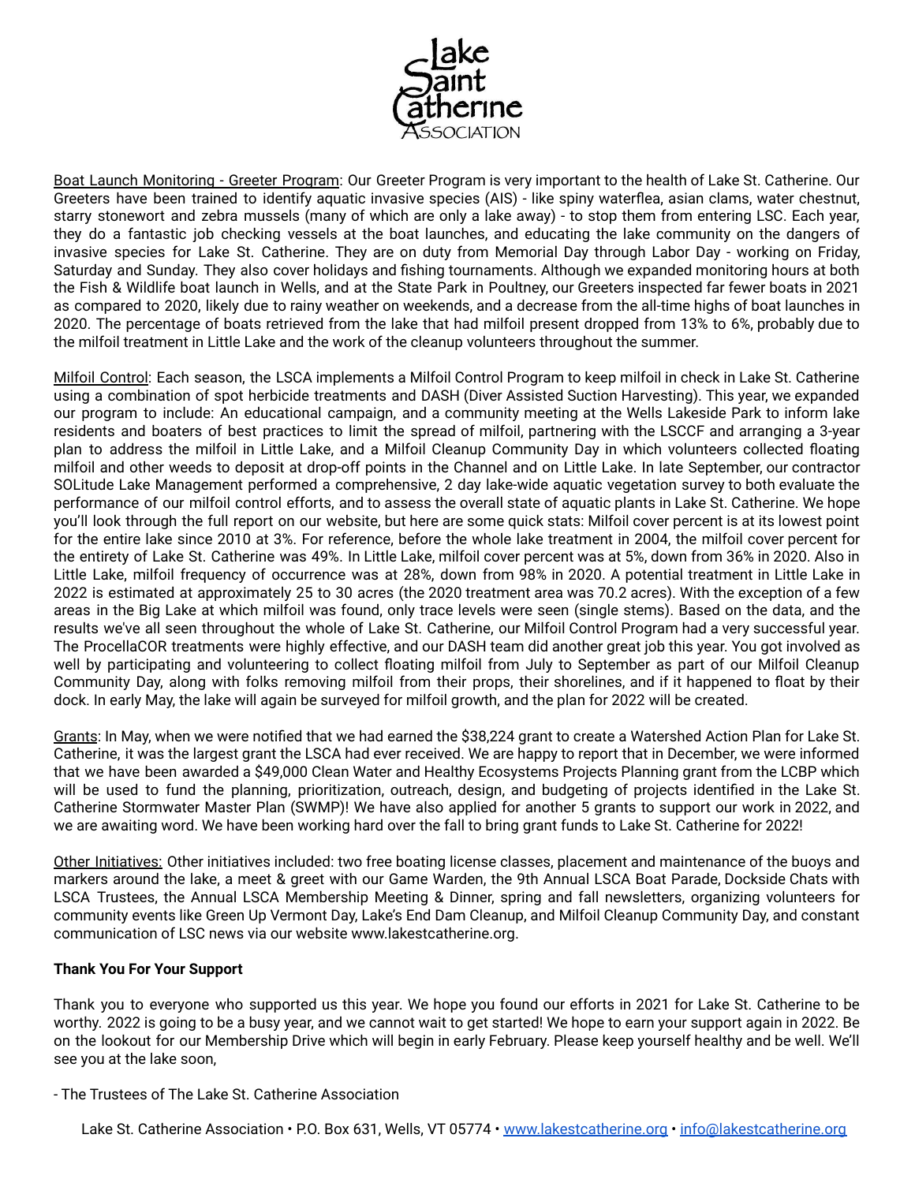Lake Saint Catherine Association

Boat Launch Monitoring - Greeter Program: Our Greeter Program is very important to the health of Lake St. Catherine. Our Greeters have been trained to identify aquatic invasive species (AIS) - like spiny waterflea, asian clams, water chestnut, starry stonewort and zebra mussels (many of which are only a lake away) - to stop them from entering LSC. Each year, they do a fantastic job checking vessels at the boat launches, and educating the lake community on the dangers of invasive species for Lake St. Catherine. They are on duty from Memorial Day through Labor Day - working on Friday, Saturday and Sunday. They also cover holidays and fishing tournaments. Although we expanded monitoring hours at both the Fish & Wildlife boat launch in Wells, and at the State Park in Poultney, our Greeters inspected far fewer boats in 2021 as compared to 2020, likely due to rainy weather on weekends, and a decrease from the all-time highs of boat launches in 2020. The percentage of boats retrieved from the lake that had milfoil present dropped from 13% to 6%, probably due to the milfoil treatment in Little Lake and the work of the cleanup volunteers throughout the summer.

Milfoil Control: Each season, the LSCA implements a Milfoil Control Program to keep milfoil in check in Lake St. Catherine using a combination of spot herbicide treatments and DASH (Diver Assisted Suction Harvesting). This year, we expanded our program to include: An educational campaign, and a community meeting at the Wells Lakeside Park to inform lake residents and boaters of best practices to limit the spread of milfoil, partnering with the LSCCF and arranging a 3-year plan to address the milfoil in Little Lake, and a Milfoil Cleanup Community Day in which volunteers collected floating milfoil and other weeds to deposit at drop-off points in the Channel and on Little Lake. In late September, our contractor SOLitude Lake Management performed a comprehensive, 2 day lake-wide aquatic vegetation survey to both evaluate the performance of our milfoil control efforts, and to assess the overall state of aquatic plants in Lake St. Catherine. We hope you'll look through the full report on our website, but here are some quick stats: Milfoil cover percent is at its lowest point for the entire lake since 2010 at 3%. For reference, before the whole lake treatment in 2004, the milfoil cover percent for the entirety of Lake St. Catherine was 49%. In Little Lake, milfoil cover percent was at 5%, down from 36% in 2020. Also in Little Lake, milfoil frequency of occurrence was at 28%, down from 98% in 2020. A potential treatment in Little Lake in 2022 is estimated at approximately 25 to 30 acres (the 2020 treatment area was 70.2 acres). With the exception of a few areas in the Big Lake at which milfoil was found, only trace levels were seen (single stems). Based on the data, and the results we've all seen throughout the whole of Lake St. Catherine, our Milfoil Control Program had a very successful year. The ProcellaCOR treatments were highly effective, and our DASH team did another great job this year. You got involved as well by participating and volunteering to collect floating milfoil from July to September as part of our Milfoil Cleanup Community Day, along with folks removing milfoil from their props, their shorelines, and if it happened to float by their dock. In early May, the lake will again be surveyed for milfoil growth, and the plan for 2022 will be created.

Grants: In May, when we were notified that we had earned the $38,224 grant to create a Watershed Action Plan for Lake St. Catherine, it was the largest grant the LSCA had ever received. We are happy to report that in December, we were informed that we have been awarded a $49,000 Clean Water and Healthy Ecosystems Projects Planning grant from the LCBP which will be used to fund the planning, prioritization, outreach, design, and budgeting of projects identified in the Lake St. Catherine Stormwater Master Plan (SWMP)! We have also applied for another 5 grants to support our work in 2022, and we are awaiting word. We have been working hard over the fall to bring grant funds to Lake St. Catherine for 2022!

Other Initiatives: Other initiatives included: two free boating license classes, placement and maintenance of the buoys and markers around the lake, a meet & greet with our Game Warden, the 9th Annual LSCA Boat Parade, Dockside Chats with LSCA Trustees, the Annual LSCA Membership Meeting & Dinner, spring and fall newsletters, organizing volunteers for community events like Green Up Vermont Day, Lake's End Dam Cleanup, and Milfoil Cleanup Community Day, and constant communication of LSC news via our website www.lakestcatherine.org.

**Thank You For Your Support**

Thank you to everyone who supported us this year. We hope you found our efforts in 2021 for Lake St. Catherine to be worthy. 2022 is going to be a busy year, and we cannot wait to get started! We hope to earn your support again in 2022. Be on the lookout for our Membership Drive which will begin in early February. Please keep yourself healthy and be well. We'll see you at the lake soon,

- The Trustees of The Lake St. Catherine Association

Lake St. Catherine Association • P.O. Box 631, Wells, VT 05774 • www.lakestcatherine.org • info@lakestcatherine.org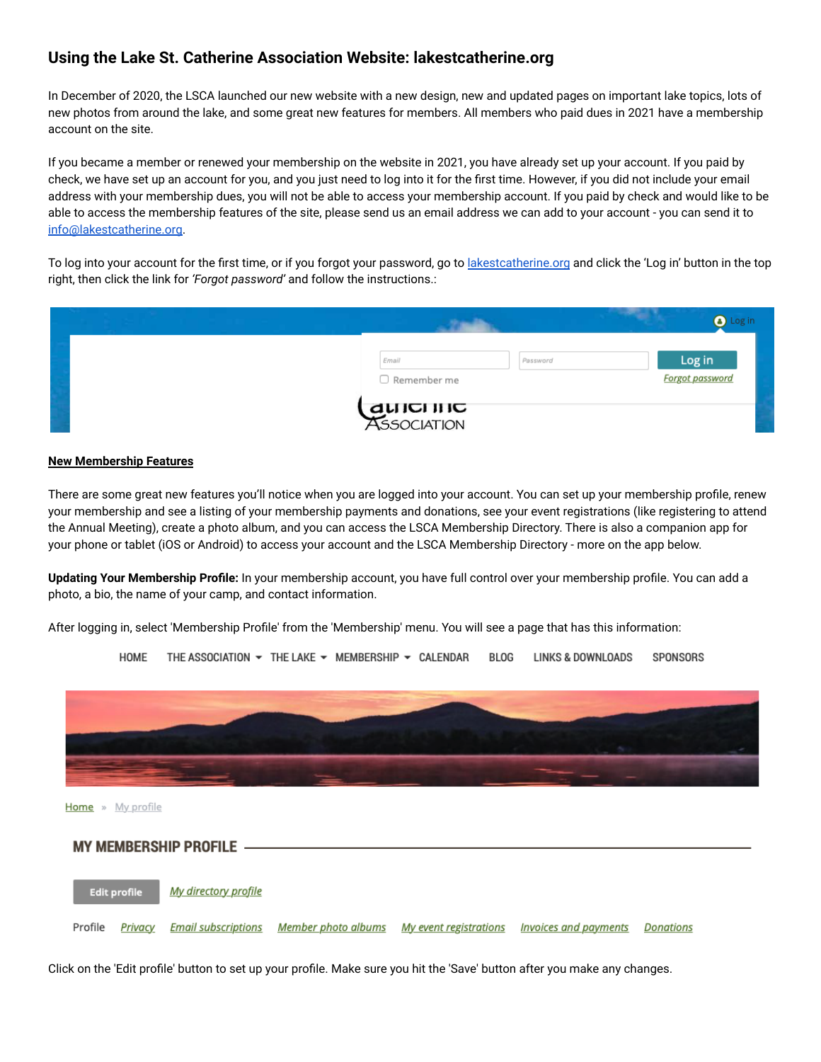## Using the Lake St. Catherine Association Website: lakestcatherine.org

In December of 2020, the LSCA launched our new website with a new design, new and updated pages on important lake topics, lots of new photos from around the lake, and some great new features for members. All members who paid dues in 2021 have a membership account on the site.

If you became a member or renewed your membership on the website in 2021, you have already set up your account. If you paid by check, we have set up an account for you, and you just need to log into it for the first time. However, if you did not include your email address with your membership dues, you will not be able to access your membership account. If you paid by check and would like to be able to access the membership features of the site, please send us an email address we can add to your account - you can send it to info@lakestcatherine.org.

To log into your account for the first time, or if you forgot your password, go to lakestcatherine.org and click the 'Log in' button in the top right, then click the link for *'Forgot password'* and follow the instructions.:

**New Membership Features**

There are some great new features you'll notice when you are logged into your account. You can set up your membership profile, renew your membership and see a listing of your membership payments and donations, see your event registrations (like registering to attend the Annual Meeting), create a photo album, and you can access the LSCA Membership Directory. There is also a companion app for your phone or tablet (iOS or Android) to access your account and the LSCA Membership Directory - more on the app below.

**Updating Your Membership Profile:** In your membership account, you have full control over your membership profile. You can add a photo, a bio, the name of your camp, and contact information.

After logging in, select 'Membership Profile' from the 'Membership' menu. You will see a page that has this information:

Click on the 'Edit profile' button to set up your profile. Make sure you hit the 'Save' button after you make any changes.